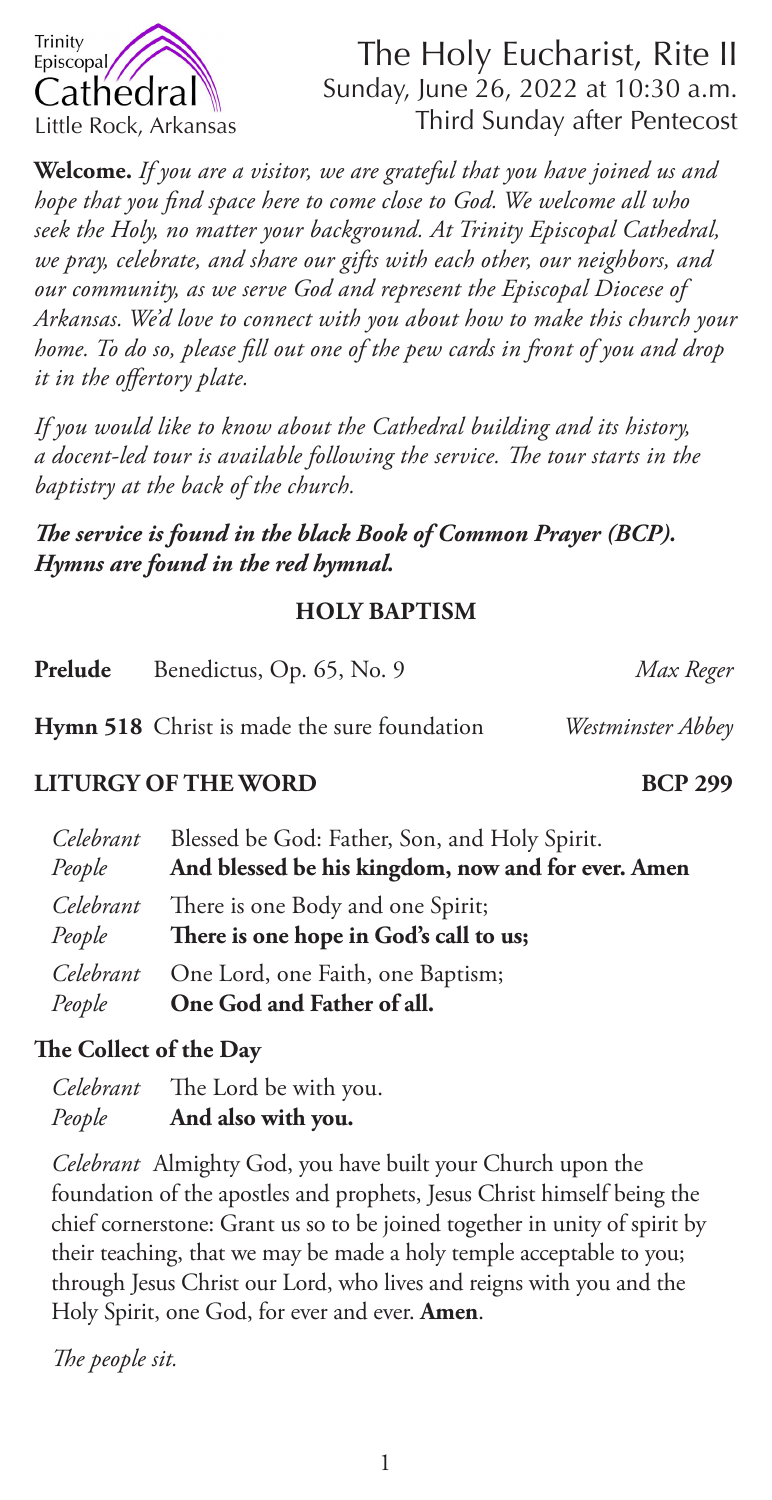Trinity Episcopal Cathedral
Little Rock, Arkansas

# The Holy Eucharist, Rite II

Sunday, June 26, 2022 at 10:30 a.m.
Third Sunday after Pentecost

**Welcome.** *If you are a visitor, we are grateful that you have joined us and hope that you find space here to come close to God. We welcome all who seek the Holy, no matter your background. At Trinity Episcopal Cathedral, we pray, celebrate, and share our gifts with each other, our neighbors, and our community, as we serve God and represent the Episcopal Diocese of Arkansas. We'd love to connect with you about how to make this church your home. To do so, please fill out one of the pew cards in front of you and drop it in the offertory plate.*

*If you would like to know about the Cathedral building and its history, a docent-led tour is available following the service. The tour starts in the baptistry at the back of the church.*

***The service is found in the black Book of Common Prayer (BCP). Hymns are found in the red hymnal.***

## HOLY BAPTISM

**Prelude** Benedictus, Op. 65, No. 9 *Max Reger*

**Hymn 518** Christ is made the sure foundation *Westminster Abbey*

## LITURGY OF THE WORD BCP 299

*Celebrant* Blessed be God: Father, Son, and Holy Spirit.
*People* **And blessed be his kingdom, now and for ever. Amen**

*Celebrant* There is one Body and one Spirit;
*People* **There is one hope in God's call to us;**

*Celebrant* One Lord, one Faith, one Baptism;
*People* **One God and Father of all.**

### The Collect of the Day

*Celebrant* The Lord be with you.
*People* **And also with you.**

*Celebrant* Almighty God, you have built your Church upon the foundation of the apostles and prophets, Jesus Christ himself being the chief cornerstone: Grant us so to be joined together in unity of spirit by their teaching, that we may be made a holy temple acceptable to you; through Jesus Christ our Lord, who lives and reigns with you and the Holy Spirit, one God, for ever and ever. **Amen**.

*The people sit.*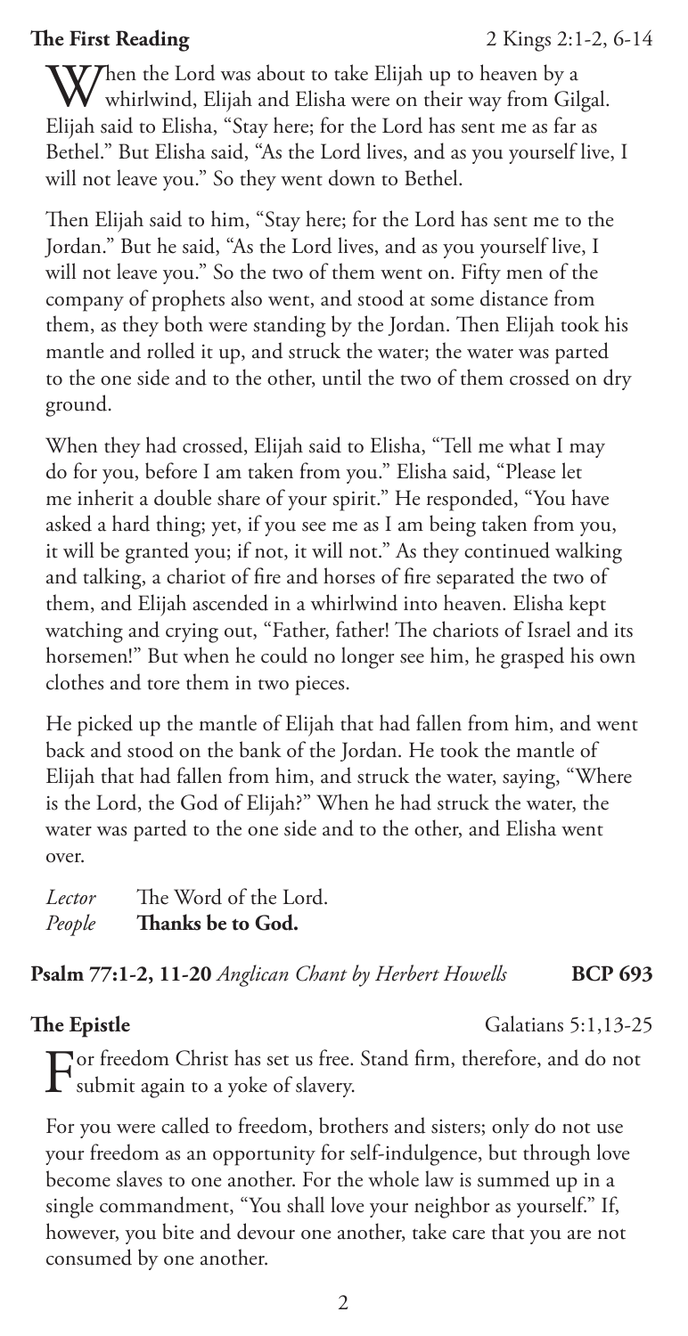**The First Reading** 2 Kings 2:1-2, 6-14

When the Lord was about to take Elijah up to heaven by a whirlwind, Elijah and Elisha were on their way from Gilgal. Elijah said to Elisha, "Stay here; for the Lord has sent me as far as Bethel." But Elisha said, "As the Lord lives, and as you yourself live, I will not leave you." So they went down to Bethel.

Then Elijah said to him, "Stay here; for the Lord has sent me to the Jordan." But he said, "As the Lord lives, and as you yourself live, I will not leave you." So the two of them went on. Fifty men of the company of prophets also went, and stood at some distance from them, as they both were standing by the Jordan. Then Elijah took his mantle and rolled it up, and struck the water; the water was parted to the one side and to the other, until the two of them crossed on dry ground.

When they had crossed, Elijah said to Elisha, "Tell me what I may do for you, before I am taken from you." Elisha said, "Please let me inherit a double share of your spirit." He responded, "You have asked a hard thing; yet, if you see me as I am being taken from you, it will be granted you; if not, it will not." As they continued walking and talking, a chariot of fire and horses of fire separated the two of them, and Elijah ascended in a whirlwind into heaven. Elisha kept watching and crying out, "Father, father! The chariots of Israel and its horsemen!" But when he could no longer see him, he grasped his own clothes and tore them in two pieces.

He picked up the mantle of Elijah that had fallen from him, and went back and stood on the bank of the Jordan. He took the mantle of Elijah that had fallen from him, and struck the water, saying, "Where is the Lord, the God of Elijah?" When he had struck the water, the water was parted to the one side and to the other, and Elisha went over.

*Lector* The Word of the Lord.
*People* **Thanks be to God.**

**Psalm 77:1-2, 11-20** *Anglican Chant by Herbert Howells* **BCP 693**

**The Epistle** Galatians 5:1,13-25

For freedom Christ has set us free. Stand firm, therefore, and do not submit again to a yoke of slavery.

For you were called to freedom, brothers and sisters; only do not use your freedom as an opportunity for self-indulgence, but through love become slaves to one another. For the whole law is summed up in a single commandment, "You shall love your neighbor as yourself." If, however, you bite and devour one another, take care that you are not consumed by one another.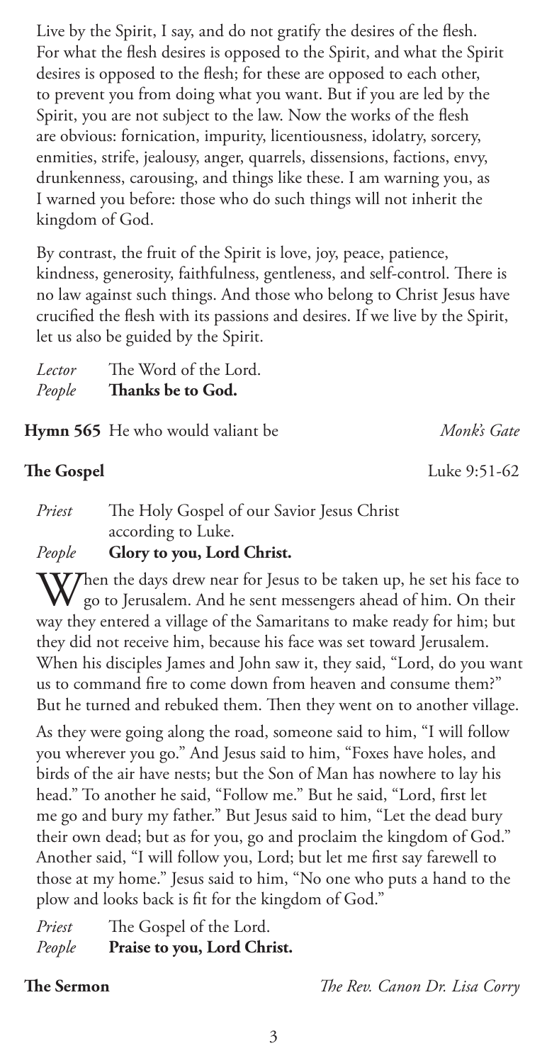Live by the Spirit, I say, and do not gratify the desires of the flesh. For what the flesh desires is opposed to the Spirit, and what the Spirit desires is opposed to the flesh; for these are opposed to each other, to prevent you from doing what you want. But if you are led by the Spirit, you are not subject to the law. Now the works of the flesh are obvious: fornication, impurity, licentiousness, idolatry, sorcery, enmities, strife, jealousy, anger, quarrels, dissensions, factions, envy, drunkenness, carousing, and things like these. I am warning you, as I warned you before: those who do such things will not inherit the kingdom of God.

By contrast, the fruit of the Spirit is love, joy, peace, patience, kindness, generosity, faithfulness, gentleness, and self-control. There is no law against such things. And those who belong to Christ Jesus have crucified the flesh with its passions and desires. If we live by the Spirit, let us also be guided by the Spirit.

*Lector* The Word of the Lord.
*People* **Thanks be to God.**

**Hymn 565** He who would valiant be *Monk's Gate*

**The Gospel** Luke 9:51-62

*Priest* The Holy Gospel of our Savior Jesus Christ according to Luke.
*People* **Glory to you, Lord Christ.**

When the days drew near for Jesus to be taken up, he set his face to go to Jerusalem. And he sent messengers ahead of him. On their way they entered a village of the Samaritans to make ready for him; but they did not receive him, because his face was set toward Jerusalem. When his disciples James and John saw it, they said, "Lord, do you want us to command fire to come down from heaven and consume them?" But he turned and rebuked them. Then they went on to another village.

As they were going along the road, someone said to him, "I will follow you wherever you go." And Jesus said to him, "Foxes have holes, and birds of the air have nests; but the Son of Man has nowhere to lay his head." To another he said, "Follow me." But he said, "Lord, first let me go and bury my father." But Jesus said to him, "Let the dead bury their own dead; but as for you, go and proclaim the kingdom of God." Another said, "I will follow you, Lord; but let me first say farewell to those at my home." Jesus said to him, "No one who puts a hand to the plow and looks back is fit for the kingdom of God."

*Priest* The Gospel of the Lord.
*People* **Praise to you, Lord Christ.**

**The Sermon** *The Rev. Canon Dr. Lisa Corry*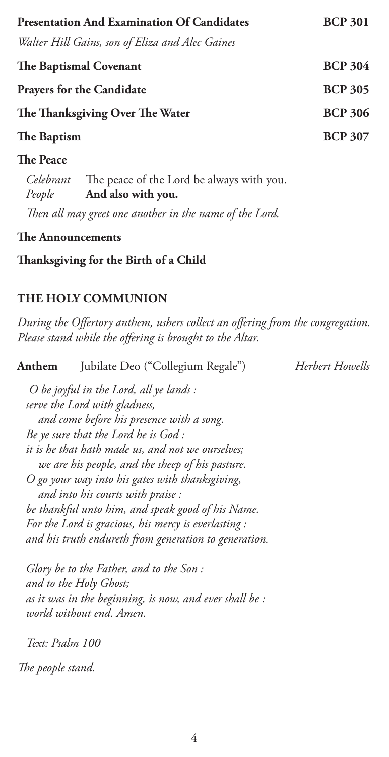**Presentation And Examination Of Candidates** **BCP 301**

*Walter Hill Gains, son of Eliza and Alec Gaines*

**The Baptismal Covenant** **BCP 304**

**Prayers for the Candidate** **BCP 305**

**The Thanksgiving Over The Water** **BCP 306**

**The Baptism** **BCP 307**

**The Peace**

*Celebrant* The peace of the Lord be always with you.
*People* **And also with you.**

*Then all may greet one another in the name of the Lord.*

**The Announcements**

**Thanksgiving for the Birth of a Child**

## THE HOLY COMMUNION

*During the Offertory anthem, ushers collect an offering from the congregation. Please stand while the offering is brought to the Altar.*

**Anthem** Jubilate Deo ("Collegium Regale") *Herbert Howells*

*O be joyful in the Lord, all ye lands :*
*serve the Lord with gladness,*
*and come before his presence with a song.*
*Be ye sure that the Lord he is God :*
*it is he that hath made us, and not we ourselves;*
*we are his people, and the sheep of his pasture.*
*O go your way into his gates with thanksgiving,*
*and into his courts with praise :*
*be thankful unto him, and speak good of his Name.*
*For the Lord is gracious, his mercy is everlasting :*
*and his truth endureth from generation to generation.*

*Glory be to the Father, and to the Son :*
*and to the Holy Ghost;*
*as it was in the beginning, is now, and ever shall be :*
*world without end. Amen.*

*Text: Psalm 100*

*The people stand.*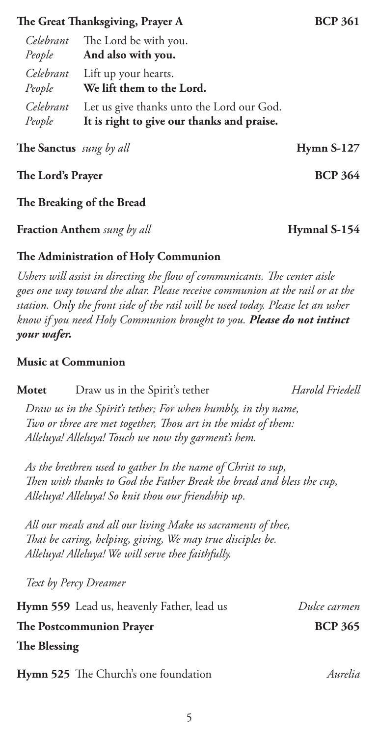**The Great Thanksgiving, Prayer A** **BCP 361**

| | |
|---|---|
| *Celebrant* | The Lord be with you. |
| *People* | **And also with you.** |
| *Celebrant* | Lift up your hearts. |
| *People* | **We lift them to the Lord.** |
| *Celebrant* | Let us give thanks unto the Lord our God. |
| *People* | **It is right to give our thanks and praise.** |

**The Sanctus** *sung by all* **Hymn S-127**

**The Lord's Prayer** **BCP 364**

**The Breaking of the Bread**

**Fraction Anthem** *sung by all* **Hymnal S-154**

**The Administration of Holy Communion**

*Ushers will assist in directing the flow of communicants. The center aisle goes one way toward the altar. Please receive communion at the rail or at the station. Only the front side of the rail will be used today. Please let an usher know if you need Holy Communion brought to you.* ***Please do not intinct your wafer.***

**Music at Communion**

**Motet** Draw us in the Spirit's tether *Harold Friedell*

*Draw us in the Spirit's tether; For when humbly, in thy name,*
*Two or three are met together, Thou art in the midst of them:*
*Alleluya! Alleluya! Touch we now thy garment's hem.*

*As the brethren used to gather In the name of Christ to sup,*
*Then with thanks to God the Father Break the bread and bless the cup,*
*Alleluya! Alleluya! So knit thou our friendship up.*

*All our meals and all our living Make us sacraments of thee,*
*That be caring, helping, giving, We may true disciples be.*
*Alleluya! Alleluya! We will serve thee faithfully.*

*Text by Percy Dreamer*

**Hymn 559** Lead us, heavenly Father, lead us *Dulce carmen*

**The Postcommunion Prayer** **BCP 365**

**The Blessing**

**Hymn 525** The Church's one foundation *Aurelia*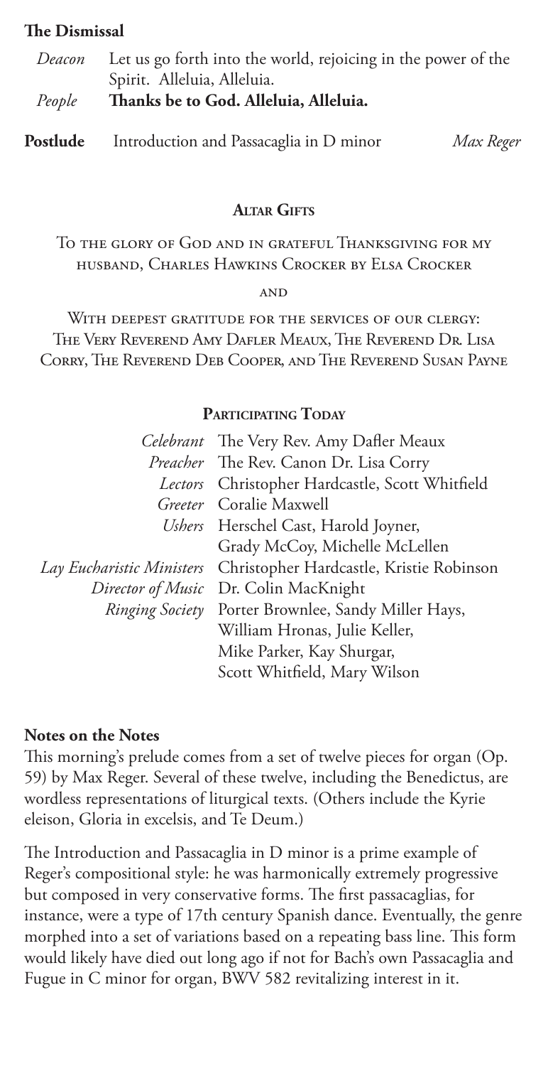### The Dismissal

*Deacon* Let us go forth into the world, rejoicing in the power of the Spirit. Alleluia, Alleluia.

*People* **Thanks be to God. Alleluia, Alleluia.**

**Postlude** Introduction and Passacaglia in D minor *Max Reger*

## Altar Gifts

To the glory of God and in grateful Thanksgiving for my husband, Charles Hawkins Crocker by Elsa Crocker

and

With deepest gratitude for the services of our clergy: The Very Reverend Amy Dafler Meaux, The Reverend Dr. Lisa Corry, The Reverend Deb Cooper, and The Reverend Susan Payne

## Participating Today

| | |
|---|---|
| *Celebrant* | The Very Rev. Amy Dafler Meaux |
| *Preacher* | The Rev. Canon Dr. Lisa Corry |
| *Lectors* | Christopher Hardcastle, Scott Whitfield |
| *Greeter* | Coralie Maxwell |
| *Ushers* | Herschel Cast, Harold Joyner, Grady McCoy, Michelle McLellen |
| *Lay Eucharistic Ministers* | Christopher Hardcastle, Kristie Robinson |
| *Director of Music* | Dr. Colin MacKnight |
| *Ringing Society* | Porter Brownlee, Sandy Miller Hays, William Hronas, Julie Keller, Mike Parker, Kay Shurgar, Scott Whitfield, Mary Wilson |

### Notes on the Notes

This morning's prelude comes from a set of twelve pieces for organ (Op. 59) by Max Reger. Several of these twelve, including the Benedictus, are wordless representations of liturgical texts. (Others include the Kyrie eleison, Gloria in excelsis, and Te Deum.)

The Introduction and Passacaglia in D minor is a prime example of Reger's compositional style: he was harmonically extremely progressive but composed in very conservative forms. The first passacaglias, for instance, were a type of 17th century Spanish dance. Eventually, the genre morphed into a set of variations based on a repeating bass line. This form would likely have died out long ago if not for Bach's own Passacaglia and Fugue in C minor for organ, BWV 582 revitalizing interest in it.